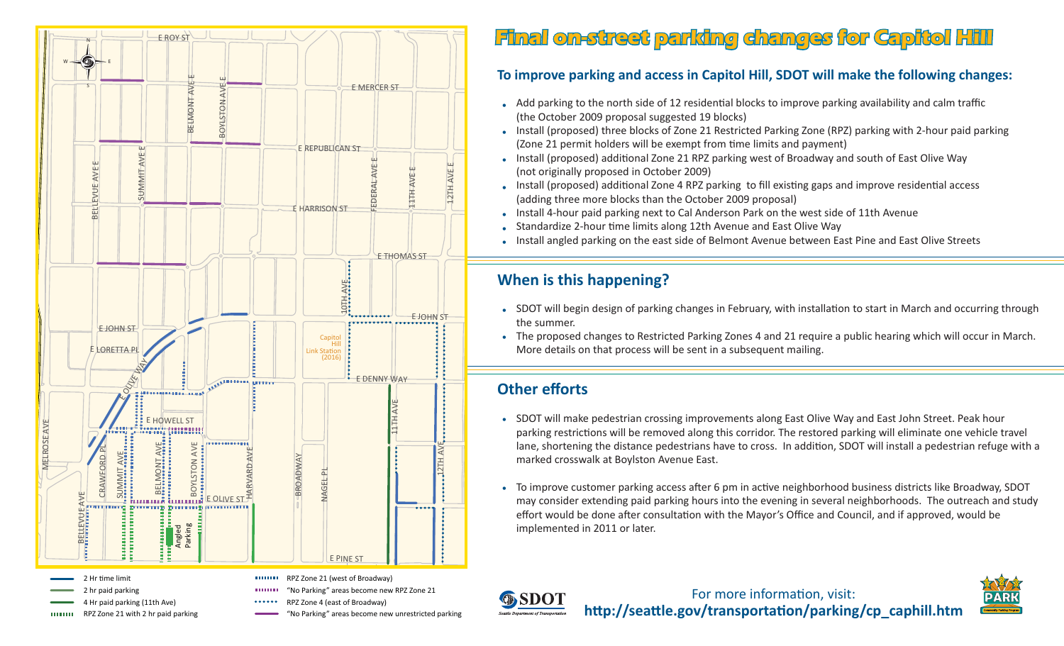# Final on-street parking changes for Capitol Hill

### To improve parking and access in Capitol Hill, SDOT will make the following changes:

- Add parking to the north side of 12 residential blocks to improve parking availability and calm traffic (the October 2009 proposal suggested 19 blocks)
- Install (proposed) three blocks of Zone 21 Restricted Parking Zone (RPZ) parking with 2-hour paid parking (Zone 21 permit holders will be exempt from time limits and payment)
- Install (proposed) additional Zone 21 RPZ parking west of Broadway and south of East Olive Way (not originally proposed in October 2009)
- Install (proposed) additional Zone 4 RPZ parking to fill existing gaps and improve residential access (adding three more blocks than the October 2009 proposal)
- Install 4-hour paid parking next to Cal Anderson Park on the west side of 11th Avenue
- Standardize 2-hour time limits along 12th Avenue and East Olive Way
- Install angled parking on the east side of Belmont Avenue between East Pine and East Olive Streets

## When is this happening?

- SDOT will begin design of parking changes in February, with installation to start in March and occurring through the summer.
- The proposed changes to Restricted Parking Zones 4 and 21 require a public hearing which will occur in March. More details on that process will be sent in a subsequent mailing.

## Other efforts

- SDOT will make pedestrian crossing improvements along East Olive Way and East John Street. Peak hour parking restrictions will be removed along this corridor. The restored parking will eliminate one vehicle travel lane, shortening the distance pedestrians have to cross. In addition, SDOT will install a pedestrian refuge with a marked crosswalk at Boylston Avenue East.
- To improve customer parking access after 6 pm in active neighborhood business districts like Broadway, SDOT may consider extending paid parking hours into the evening in several neighborhoods. The outreach and study effort would be done after consultation with the Mayor's Office and Council, and if approved, would be implemented in 2011 or later.

Map legend:
- 2 Hr time limit
- 2 hr paid parking
- 4 Hr paid parking (11th Ave)
- RPZ Zone 21 with 2 hr paid parking
- RPZ Zone 21 (west of Broadway)
- "No Parking" areas become new RPZ Zone 21
- RPZ Zone 4 (east of Broadway)
- "No Parking" areas become new unrestricted parking

For more information, visit:
**http://seattle.gov/transportation/parking/cp_caphill.htm**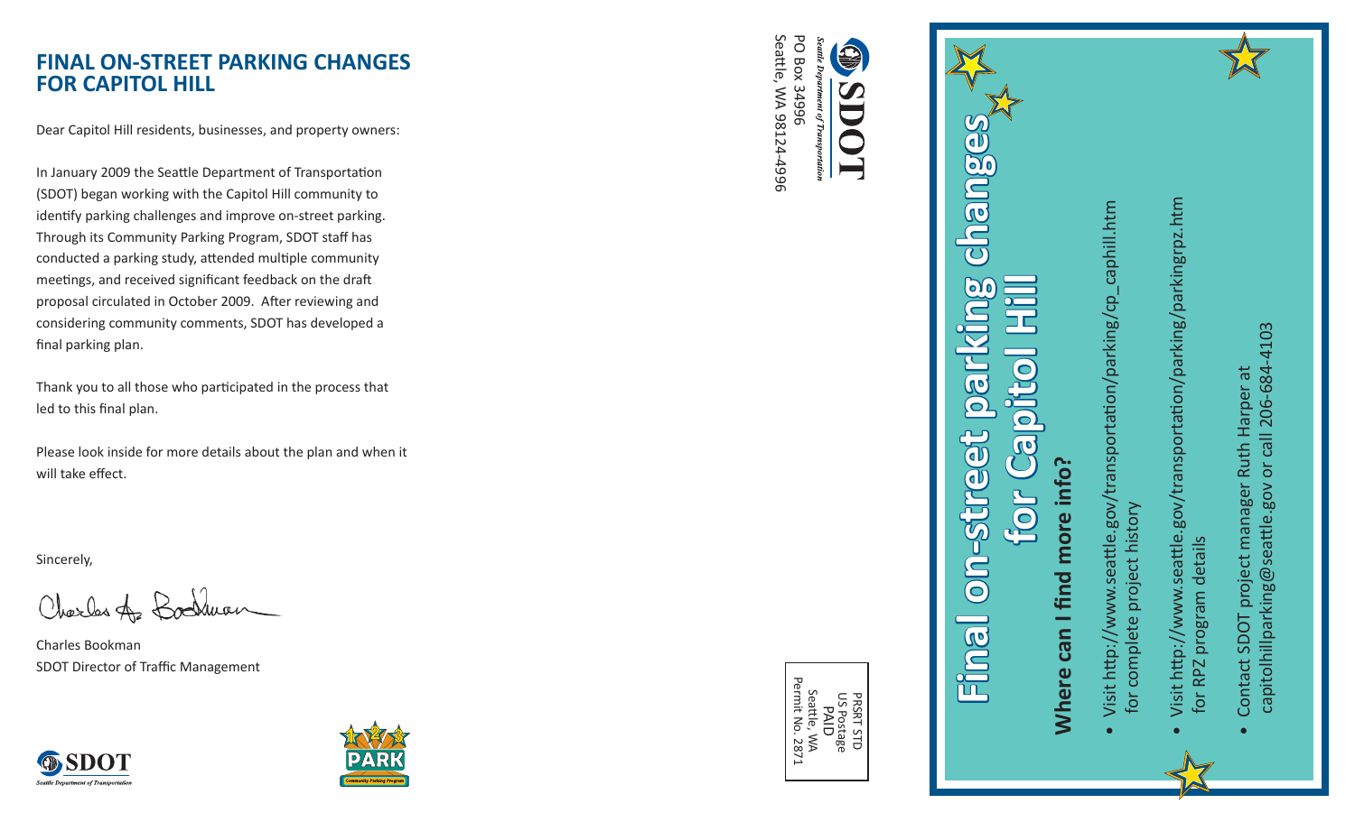## FINAL ON-STREET PARKING CHANGES FOR CAPITOL HILL

Dear Capitol Hill residents, businesses, and property owners:

In January 2009 the Seattle Department of Transportation (SDOT) began working with the Capitol Hill community to identify parking challenges and improve on-street parking. Through its Community Parking Program, SDOT staff has conducted a parking study, attended multiple community meetings, and received significant feedback on the draft proposal circulated in October 2009. After reviewing and considering community comments, SDOT has developed a final parking plan.

Thank you to all those who participated in the process that led to this final plan.

Please look inside for more details about the plan and when it will take effect.

Sincerely,

Charles Bookman
SDOT Director of Traffic Management

SDOT
Seattle Department of Transportation
PO Box 34996
Seattle, WA 98124-4996

PRSRT STD
US Postage
PAID
Seattle, WA
Permit No. 2871

# Final on-street parking changes for Capitol Hill

### Where can I find more info?

- Visit http://www.seattle.gov/transportation/parking/cp_caphill.htm for complete project history
- Visit http://www.seattle.gov/transportation/parking/parkingrpz.htm for RPZ program details
- Contact SDOT project manager Ruth Harper at capitolhillparking@seattle.gov or call 206-684-4103